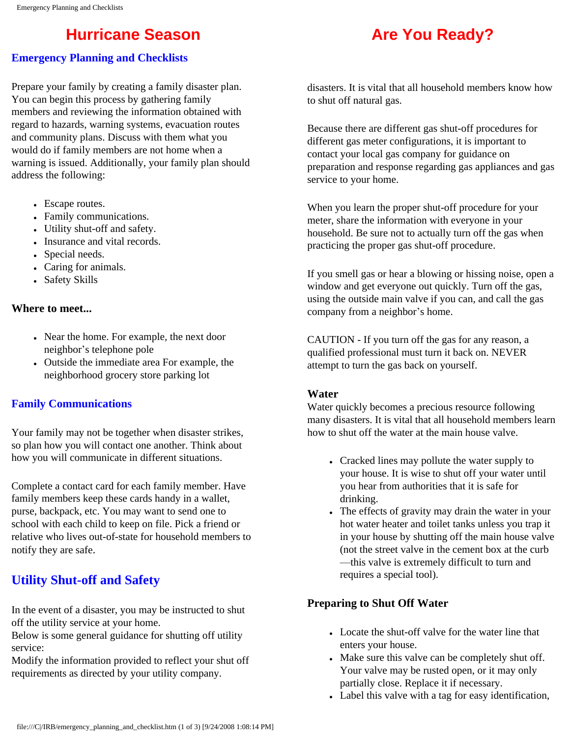# Hurricane Season Are You Ready?

## Emergency Planning and Checklists

Prepare your family by creating a family disaster plan. You can begin this process by gathering family members and reviewing the information obtained with regard to hazards, warning systems, evacuation routes and community plans. Discuss with them what you would do if family members are not home when a warning is issued. Additionally, your family plan should address the following:

- Escape routes.
- Family communications.
- Utility shut-off and safety.
- Insurance and vital records.
- Special needs.
- Caring for animals.
- Safety Skills

**Where to meet...**

- Near the home. For example, the next door neighbor's telephone pole
- Outside the immediate area For example, the neighborhood grocery store parking lot

## Family Communications

Your family may not be together when disaster strikes, so plan how you will contact one another. Think about how you will communicate in different situations.

Complete a contact card for each family member. Have family members keep these cards handy in a wallet, purse, backpack, etc. You may want to send one to school with each child to keep on file. Pick a friend or relative who lives out-of-state for household members to notify they are safe.

## Utility Shut-off and Safety

In the event of a disaster, you may be instructed to shut off the utility service at your home.
Below is some general guidance for shutting off utility service:
Modify the information provided to reflect your shut off requirements as directed by your utility company.

disasters. It is vital that all household members know how to shut off natural gas.

Because there are different gas shut-off procedures for different gas meter configurations, it is important to contact your local gas company for guidance on preparation and response regarding gas appliances and gas service to your home.

When you learn the proper shut-off procedure for your meter, share the information with everyone in your household. Be sure not to actually turn off the gas when practicing the proper gas shut-off procedure.

If you smell gas or hear a blowing or hissing noise, open a window and get everyone out quickly. Turn off the gas, using the outside main valve if you can, and call the gas company from a neighbor's home.

CAUTION - If you turn off the gas for any reason, a qualified professional must turn it back on. NEVER attempt to turn the gas back on yourself.

**Water**
Water quickly becomes a precious resource following many disasters. It is vital that all household members learn how to shut off the water at the main house valve.

- Cracked lines may pollute the water supply to your house. It is wise to shut off your water until you hear from authorities that it is safe for drinking.
- The effects of gravity may drain the water in your hot water heater and toilet tanks unless you trap it in your house by shutting off the main house valve (not the street valve in the cement box at the curb —this valve is extremely difficult to turn and requires a special tool).

**Preparing to Shut Off Water**

- Locate the shut-off valve for the water line that enters your house.
- Make sure this valve can be completely shut off. Your valve may be rusted open, or it may only partially close. Replace it if necessary.
- Label this valve with a tag for easy identification,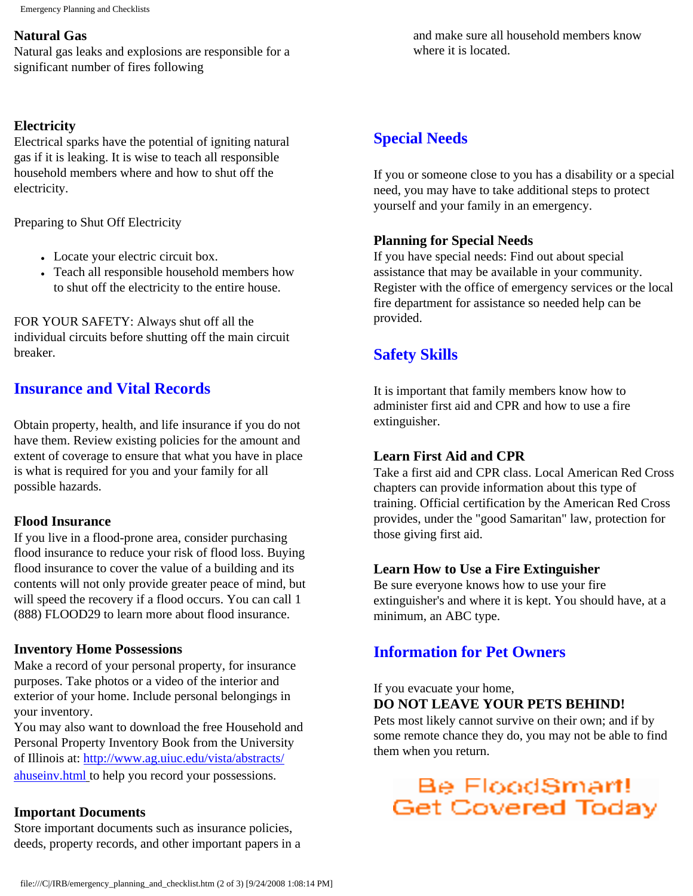**Natural Gas**
Natural gas leaks and explosions are responsible for a significant number of fires following

**Electricity**
Electrical sparks have the potential of igniting natural gas if it is leaking. It is wise to teach all responsible household members where and how to shut off the electricity.

Preparing to Shut Off Electricity

- Locate your electric circuit box.
- Teach all responsible household members how to shut off the electricity to the entire house.

FOR YOUR SAFETY: Always shut off all the individual circuits before shutting off the main circuit breaker.

## Insurance and Vital Records

Obtain property, health, and life insurance if you do not have them. Review existing policies for the amount and extent of coverage to ensure that what you have in place is what is required for you and your family for all possible hazards.

**Flood Insurance**
If you live in a flood-prone area, consider purchasing flood insurance to reduce your risk of flood loss. Buying flood insurance to cover the value of a building and its contents will not only provide greater peace of mind, but will speed the recovery if a flood occurs. You can call 1 (888) FLOOD29 to learn more about flood insurance.

**Inventory Home Possessions**
Make a record of your personal property, for insurance purposes. Take photos or a video of the interior and exterior of your home. Include personal belongings in your inventory.
You may also want to download the free Household and Personal Property Inventory Book from the University of Illinois at: [http://www.ag.uiuc.edu/vista/abstracts/ahuseinv.html](http://www.ag.uiuc.edu/vista/abstracts/ahuseinv.html) to help you record your possessions.

**Important Documents**
Store important documents such as insurance policies, deeds, property records, and other important papers in a

and make sure all household members know where it is located.

## Special Needs

If you or someone close to you has a disability or a special need, you may have to take additional steps to protect yourself and your family in an emergency.

**Planning for Special Needs**
If you have special needs: Find out about special assistance that may be available in your community. Register with the office of emergency services or the local fire department for assistance so needed help can be provided.

## Safety Skills

It is important that family members know how to administer first aid and CPR and how to use a fire extinguisher.

**Learn First Aid and CPR**
Take a first aid and CPR class. Local American Red Cross chapters can provide information about this type of training. Official certification by the American Red Cross provides, under the "good Samaritan" law, protection for those giving first aid.

**Learn How to Use a Fire Extinguisher**
Be sure everyone knows how to use your fire extinguisher's and where it is kept. You should have, at a minimum, an ABC type.

## Information for Pet Owners

If you evacuate your home,
**DO NOT LEAVE YOUR PETS BEHIND!**
Pets most likely cannot survive on their own; and if by some remote chance they do, you may not be able to find them when you return.

Be FloodSmart!
Get Covered Today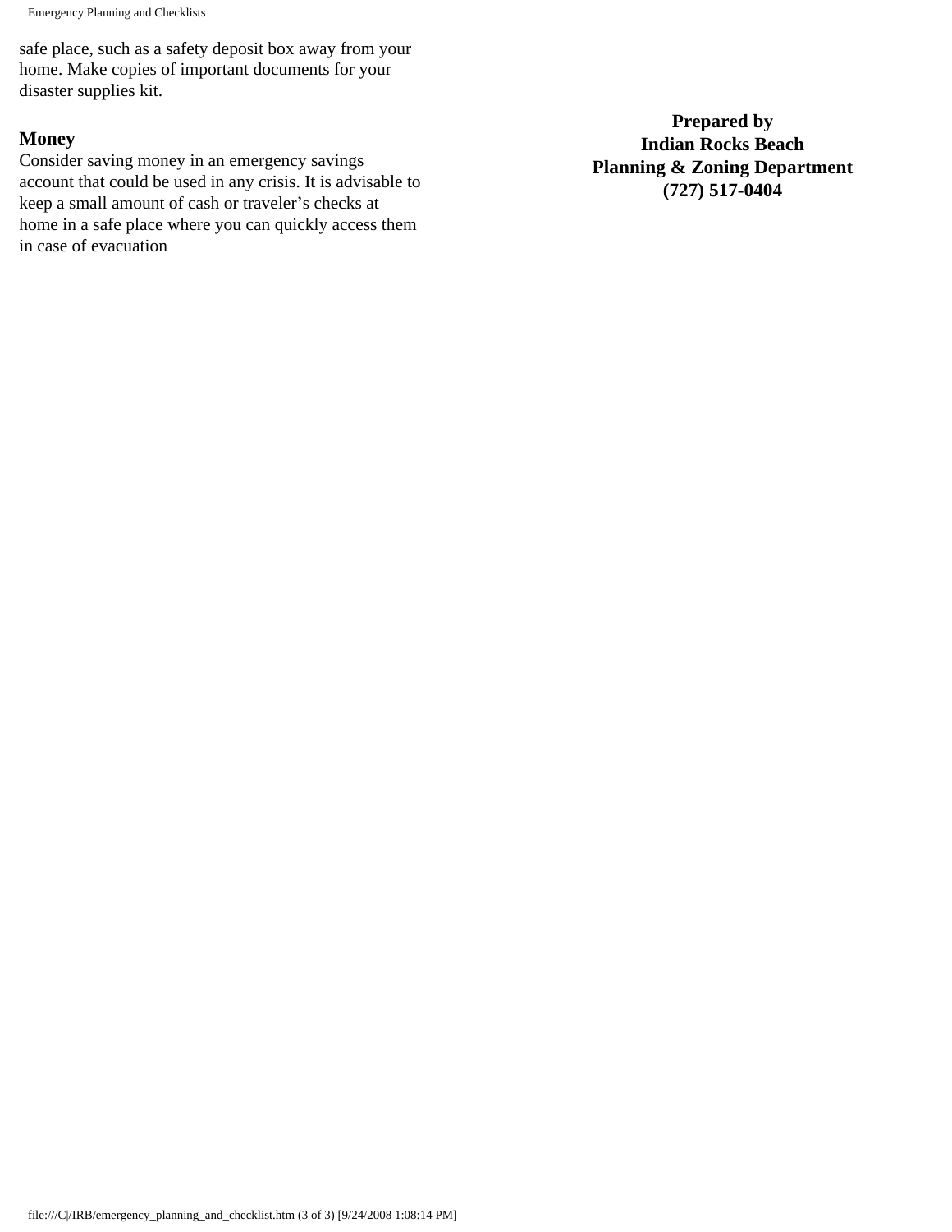safe place, such as a safety deposit box away from your home. Make copies of important documents for your disaster supplies kit.

**Money**

Consider saving money in an emergency savings account that could be used in any crisis. It is advisable to keep a small amount of cash or traveler's checks at home in a safe place where you can quickly access them in case of evacuation

**Prepared by**
**Indian Rocks Beach**
**Planning & Zoning Department**
**(727) 517-0404**